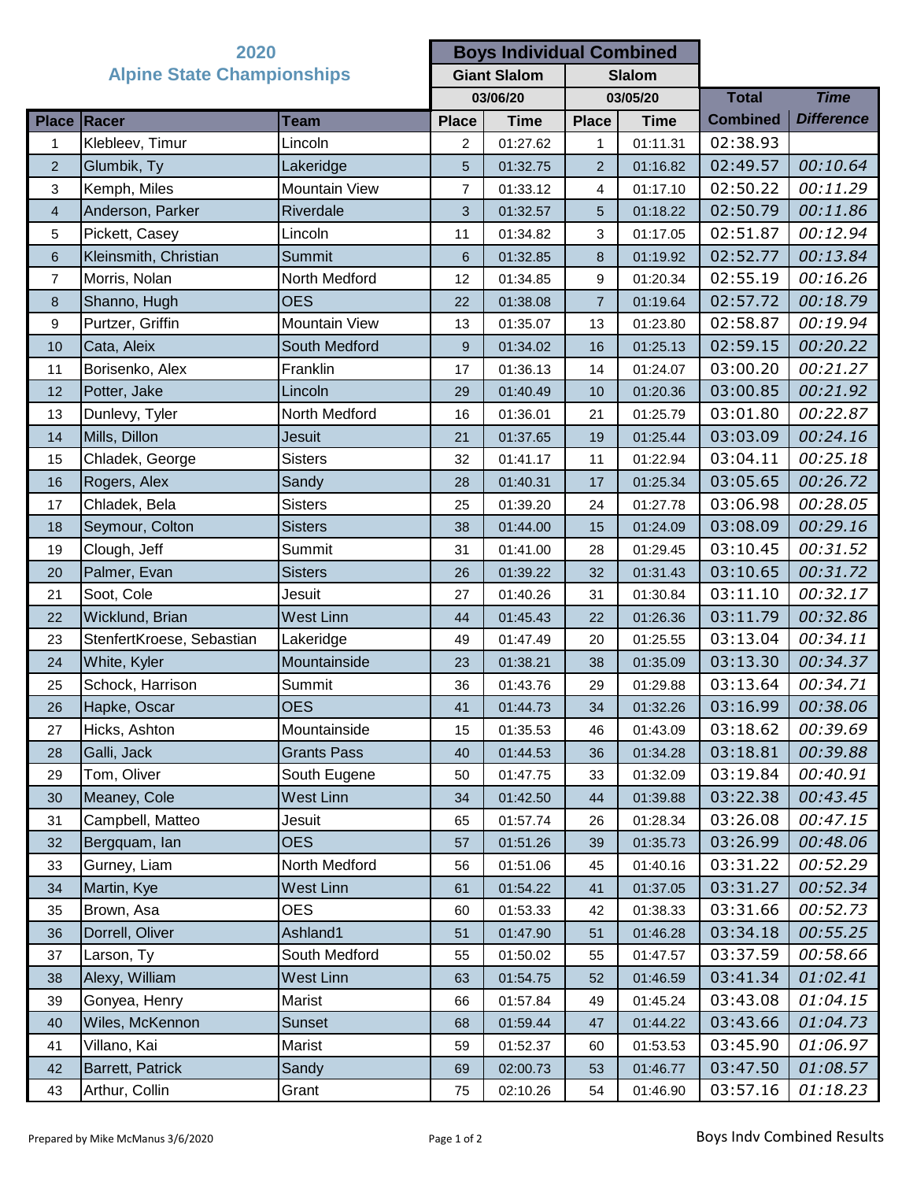# 2020
## Alpine State Championships

| Place | Racer | Team | Giant Slalom 03/06/20 Place | Giant Slalom 03/06/20 Time | Slalom 03/05/20 Place | Slalom 03/05/20 Time | Total Combined | *Time Difference* |
|---|---|---|---|---|---|---|---|---|
| 1 | Klebleev, Timur | Lincoln | 2 | 01:27.62 | 1 | 01:11.31 | 02:38.93 | |
| 2 | Glumbik, Ty | Lakeridge | 5 | 01:32.75 | 2 | 01:16.82 | 02:49.57 | *00:10.64* |
| 3 | Kemph, Miles | Mountain View | 7 | 01:33.12 | 4 | 01:17.10 | 02:50.22 | *00:11.29* |
| 4 | Anderson, Parker | Riverdale | 3 | 01:32.57 | 5 | 01:18.22 | 02:50.79 | *00:11.86* |
| 5 | Pickett, Casey | Lincoln | 11 | 01:34.82 | 3 | 01:17.05 | 02:51.87 | *00:12.94* |
| 6 | Kleinsmith, Christian | Summit | 6 | 01:32.85 | 8 | 01:19.92 | 02:52.77 | *00:13.84* |
| 7 | Morris, Nolan | North Medford | 12 | 01:34.85 | 9 | 01:20.34 | 02:55.19 | *00:16.26* |
| 8 | Shanno, Hugh | OES | 22 | 01:38.08 | 7 | 01:19.64 | 02:57.72 | *00:18.79* |
| 9 | Purtzer, Griffin | Mountain View | 13 | 01:35.07 | 13 | 01:23.80 | 02:58.87 | *00:19.94* |
| 10 | Cata, Aleix | South Medford | 9 | 01:34.02 | 16 | 01:25.13 | 02:59.15 | *00:20.22* |
| 11 | Borisenko, Alex | Franklin | 17 | 01:36.13 | 14 | 01:24.07 | 03:00.20 | *00:21.27* |
| 12 | Potter, Jake | Lincoln | 29 | 01:40.49 | 10 | 01:20.36 | 03:00.85 | *00:21.92* |
| 13 | Dunlevy, Tyler | North Medford | 16 | 01:36.01 | 21 | 01:25.79 | 03:01.80 | *00:22.87* |
| 14 | Mills, Dillon | Jesuit | 21 | 01:37.65 | 19 | 01:25.44 | 03:03.09 | *00:24.16* |
| 15 | Chladek, George | Sisters | 32 | 01:41.17 | 11 | 01:22.94 | 03:04.11 | *00:25.18* |
| 16 | Rogers, Alex | Sandy | 28 | 01:40.31 | 17 | 01:25.34 | 03:05.65 | *00:26.72* |
| 17 | Chladek, Bela | Sisters | 25 | 01:39.20 | 24 | 01:27.78 | 03:06.98 | *00:28.05* |
| 18 | Seymour, Colton | Sisters | 38 | 01:44.00 | 15 | 01:24.09 | 03:08.09 | *00:29.16* |
| 19 | Clough, Jeff | Summit | 31 | 01:41.00 | 28 | 01:29.45 | 03:10.45 | *00:31.52* |
| 20 | Palmer, Evan | Sisters | 26 | 01:39.22 | 32 | 01:31.43 | 03:10.65 | *00:31.72* |
| 21 | Soot, Cole | Jesuit | 27 | 01:40.26 | 31 | 01:30.84 | 03:11.10 | *00:32.17* |
| 22 | Wicklund, Brian | West Linn | 44 | 01:45.43 | 22 | 01:26.36 | 03:11.79 | *00:32.86* |
| 23 | StenfertKroese, Sebastian | Lakeridge | 49 | 01:47.49 | 20 | 01:25.55 | 03:13.04 | *00:34.11* |
| 24 | White, Kyler | Mountainside | 23 | 01:38.21 | 38 | 01:35.09 | 03:13.30 | *00:34.37* |
| 25 | Schock, Harrison | Summit | 36 | 01:43.76 | 29 | 01:29.88 | 03:13.64 | *00:34.71* |
| 26 | Hapke, Oscar | OES | 41 | 01:44.73 | 34 | 01:32.26 | 03:16.99 | *00:38.06* |
| 27 | Hicks, Ashton | Mountainside | 15 | 01:35.53 | 46 | 01:43.09 | 03:18.62 | *00:39.69* |
| 28 | Galli, Jack | Grants Pass | 40 | 01:44.53 | 36 | 01:34.28 | 03:18.81 | *00:39.88* |
| 29 | Tom, Oliver | South Eugene | 50 | 01:47.75 | 33 | 01:32.09 | 03:19.84 | *00:40.91* |
| 30 | Meaney, Cole | West Linn | 34 | 01:42.50 | 44 | 01:39.88 | 03:22.38 | *00:43.45* |
| 31 | Campbell, Matteo | Jesuit | 65 | 01:57.74 | 26 | 01:28.34 | 03:26.08 | *00:47.15* |
| 32 | Bergquam, Ian | OES | 57 | 01:51.26 | 39 | 01:35.73 | 03:26.99 | *00:48.06* |
| 33 | Gurney, Liam | North Medford | 56 | 01:51.06 | 45 | 01:40.16 | 03:31.22 | *00:52.29* |
| 34 | Martin, Kye | West Linn | 61 | 01:54.22 | 41 | 01:37.05 | 03:31.27 | *00:52.34* |
| 35 | Brown, Asa | OES | 60 | 01:53.33 | 42 | 01:38.33 | 03:31.66 | *00:52.73* |
| 36 | Dorrell, Oliver | Ashland1 | 51 | 01:47.90 | 51 | 01:46.28 | 03:34.18 | *00:55.25* |
| 37 | Larson, Ty | South Medford | 55 | 01:50.02 | 55 | 01:47.57 | 03:37.59 | *00:58.66* |
| 38 | Alexy, William | West Linn | 63 | 01:54.75 | 52 | 01:46.59 | 03:41.34 | *01:02.41* |
| 39 | Gonyea, Henry | Marist | 66 | 01:57.84 | 49 | 01:45.24 | 03:43.08 | *01:04.15* |
| 40 | Wiles, McKennon | Sunset | 68 | 01:59.44 | 47 | 01:44.22 | 03:43.66 | *01:04.73* |
| 41 | Villano, Kai | Marist | 59 | 01:52.37 | 60 | 01:53.53 | 03:45.90 | *01:06.97* |
| 42 | Barrett, Patrick | Sandy | 69 | 02:00.73 | 53 | 01:46.77 | 03:47.50 | *01:08.57* |
| 43 | Arthur, Collin | Grant | 75 | 02:10.26 | 54 | 01:46.90 | 03:57.16 | *01:18.23* |

Boys Individual Combined

Prepared by Mike McManus 3/6/2020

Boys Indv Combined Results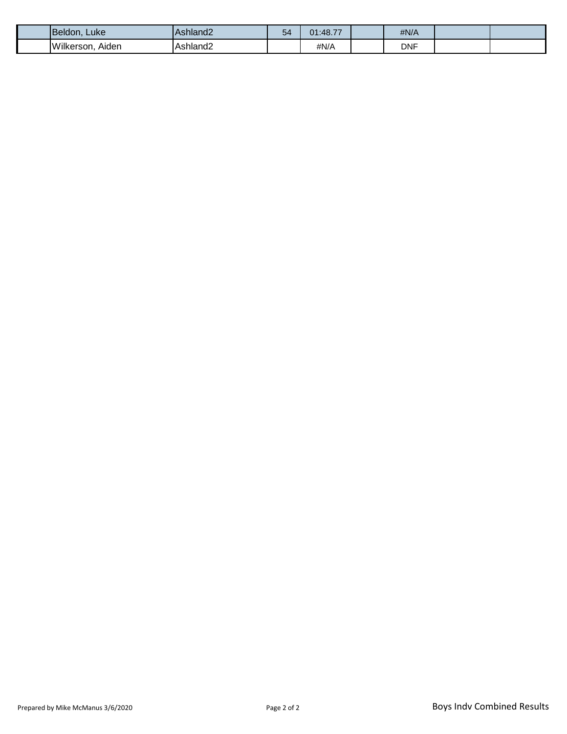| | | | | | | | | |
|---|---|---|---|---|---|---|---|---|
| | Beldon, Luke | Ashland2 | 54 | 01:48.77 | | #N/A | | |
| | Wilkerson, Aiden | Ashland2 | | #N/A | | DNF | | |